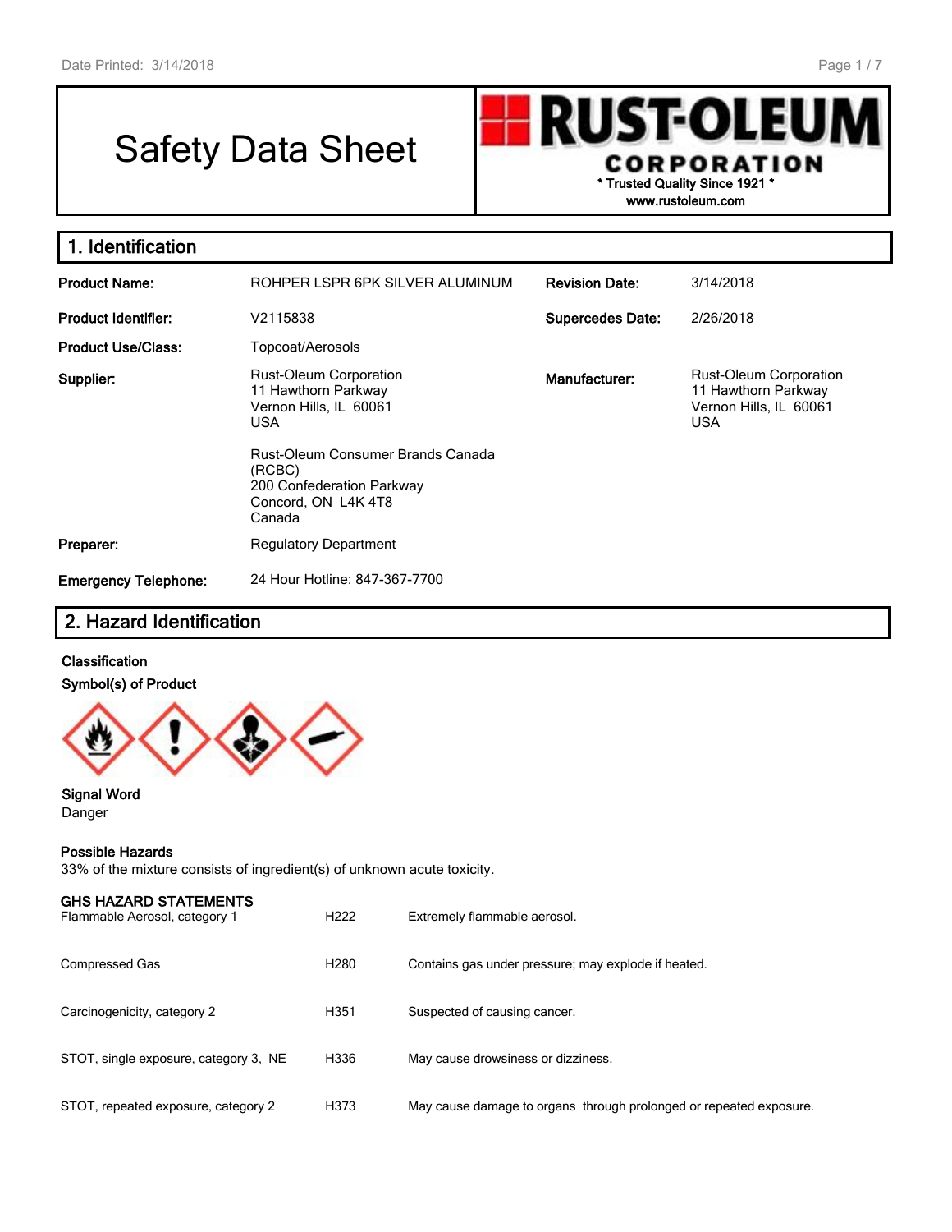Date Printed: 3/14/2018

# Safety Data Sheet

RUST-OLEUM CORPORATION
* Trusted Quality Since 1921 *
www.rustoleum.com

## 1. Identification

| | | | |
|---|---|---|---|
| **Product Name:** | ROHPER LSPR 6PK SILVER ALUMINUM | **Revision Date:** | 3/14/2018 |
| **Product Identifier:** | V2115838 | **Supercedes Date:** | 2/26/2018 |
| **Product Use/Class:** | Topcoat/Aerosols | | |
| **Supplier:** | Rust-Oleum Corporation<br>11 Hawthorn Parkway<br>Vernon Hills, IL 60061<br>USA<br><br>Rust-Oleum Consumer Brands Canada (RCBC)<br>200 Confederation Parkway<br>Concord, ON L4K 4T8<br>Canada | **Manufacturer:** | Rust-Oleum Corporation<br>11 Hawthorn Parkway<br>Vernon Hills, IL 60061<br>USA |
| **Preparer:** | Regulatory Department | | |
| **Emergency Telephone:** | 24 Hour Hotline: 847-367-7700 | | |

## 2. Hazard Identification

**Classification**

**Symbol(s) of Product**

**Signal Word**
Danger

**Possible Hazards**
33% of the mixture consists of ingredient(s) of unknown acute toxicity.

**GHS HAZARD STATEMENTS**

| | | |
|---|---|---|
| Flammable Aerosol, category 1 | H222 | Extremely flammable aerosol. |
| Compressed Gas | H280 | Contains gas under pressure; may explode if heated. |
| Carcinogenicity, category 2 | H351 | Suspected of causing cancer. |
| STOT, single exposure, category 3, NE | H336 | May cause drowsiness or dizziness. |
| STOT, repeated exposure, category 2 | H373 | May cause damage to organs through prolonged or repeated exposure. |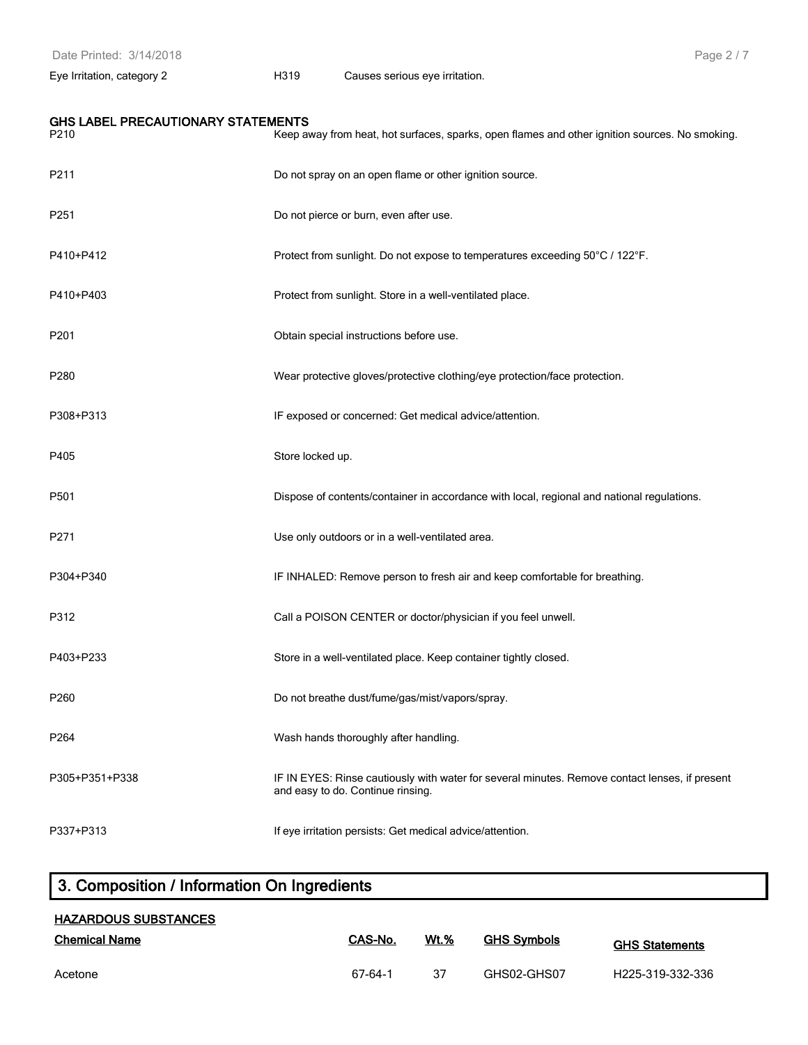| | | |
|---|---|---|
| Eye Irritation, category 2 | H319 | Causes serious eye irritation. |

### GHS LABEL PRECAUTIONARY STATEMENTS

| | |
|---|---|
| P210 | Keep away from heat, hot surfaces, sparks, open flames and other ignition sources. No smoking. |
| P211 | Do not spray on an open flame or other ignition source. |
| P251 | Do not pierce or burn, even after use. |
| P410+P412 | Protect from sunlight. Do not expose to temperatures exceeding 50°C / 122°F. |
| P410+P403 | Protect from sunlight. Store in a well-ventilated place. |
| P201 | Obtain special instructions before use. |
| P280 | Wear protective gloves/protective clothing/eye protection/face protection. |
| P308+P313 | IF exposed or concerned: Get medical advice/attention. |
| P405 | Store locked up. |
| P501 | Dispose of contents/container in accordance with local, regional and national regulations. |
| P271 | Use only outdoors or in a well-ventilated area. |
| P304+P340 | IF INHALED: Remove person to fresh air and keep comfortable for breathing. |
| P312 | Call a POISON CENTER or doctor/physician if you feel unwell. |
| P403+P233 | Store in a well-ventilated place. Keep container tightly closed. |
| P260 | Do not breathe dust/fume/gas/mist/vapors/spray. |
| P264 | Wash hands thoroughly after handling. |
| P305+P351+P338 | IF IN EYES: Rinse cautiously with water for several minutes. Remove contact lenses, if present and easy to do. Continue rinsing. |
| P337+P313 | If eye irritation persists: Get medical advice/attention. |

# 3. Composition / Information On Ingredients

**HAZARDOUS SUBSTANCES**

| Chemical Name | CAS-No. | Wt.% | GHS Symbols | GHS Statements |
|---|---|---|---|---|
| Acetone | 67-64-1 | 37 | GHS02-GHS07 | H225-319-332-336 |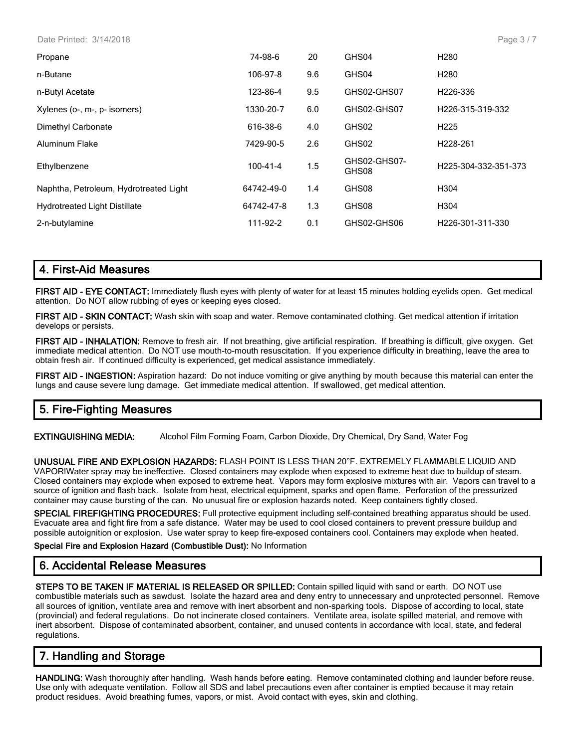| | | | | |
|---|---|---|---|---|
| Propane | 74-98-6 | 20 | GHS04 | H280 |
| n-Butane | 106-97-8 | 9.6 | GHS04 | H280 |
| n-Butyl Acetate | 123-86-4 | 9.5 | GHS02-GHS07 | H226-336 |
| Xylenes (o-, m-, p- isomers) | 1330-20-7 | 6.0 | GHS02-GHS07 | H226-315-319-332 |
| Dimethyl Carbonate | 616-38-6 | 4.0 | GHS02 | H225 |
| Aluminum Flake | 7429-90-5 | 2.6 | GHS02 | H228-261 |
| Ethylbenzene | 100-41-4 | 1.5 | GHS02-GHS07-GHS08 | H225-304-332-351-373 |
| Naphtha, Petroleum, Hydrotreated Light | 64742-49-0 | 1.4 | GHS08 | H304 |
| Hydrotreated Light Distillate | 64742-47-8 | 1.3 | GHS08 | H304 |
| 2-n-butylamine | 111-92-2 | 0.1 | GHS02-GHS06 | H226-301-311-330 |

## 4. First-Aid Measures

**FIRST AID - EYE CONTACT:** Immediately flush eyes with plenty of water for at least 15 minutes holding eyelids open. Get medical attention. Do NOT allow rubbing of eyes or keeping eyes closed.

**FIRST AID - SKIN CONTACT:** Wash skin with soap and water. Remove contaminated clothing. Get medical attention if irritation develops or persists.

**FIRST AID - INHALATION:** Remove to fresh air. If not breathing, give artificial respiration. If breathing is difficult, give oxygen. Get immediate medical attention. Do NOT use mouth-to-mouth resuscitation. If you experience difficulty in breathing, leave the area to obtain fresh air. If continued difficulty is experienced, get medical assistance immediately.

**FIRST AID - INGESTION:** Aspiration hazard: Do not induce vomiting or give anything by mouth because this material can enter the lungs and cause severe lung damage. Get immediate medical attention. If swallowed, get medical attention.

## 5. Fire-Fighting Measures

**EXTINGUISHING MEDIA:** Alcohol Film Forming Foam, Carbon Dioxide, Dry Chemical, Dry Sand, Water Fog

**UNUSUAL FIRE AND EXPLOSION HAZARDS:** FLASH POINT IS LESS THAN 20°F. EXTREMELY FLAMMABLE LIQUID AND VAPOR!Water spray may be ineffective. Closed containers may explode when exposed to extreme heat due to buildup of steam. Closed containers may explode when exposed to extreme heat. Vapors may form explosive mixtures with air. Vapors can travel to a source of ignition and flash back. Isolate from heat, electrical equipment, sparks and open flame. Perforation of the pressurized container may cause bursting of the can. No unusual fire or explosion hazards noted. Keep containers tightly closed.

**SPECIAL FIREFIGHTING PROCEDURES:** Full protective equipment including self-contained breathing apparatus should be used. Evacuate area and fight fire from a safe distance. Water may be used to cool closed containers to prevent pressure buildup and possible autoignition or explosion. Use water spray to keep fire-exposed containers cool. Containers may explode when heated.

**Special Fire and Explosion Hazard (Combustible Dust):** No Information

## 6. Accidental Release Measures

**STEPS TO BE TAKEN IF MATERIAL IS RELEASED OR SPILLED:** Contain spilled liquid with sand or earth. DO NOT use combustible materials such as sawdust. Isolate the hazard area and deny entry to unnecessary and unprotected personnel. Remove all sources of ignition, ventilate area and remove with inert absorbent and non-sparking tools. Dispose of according to local, state (provincial) and federal regulations. Do not incinerate closed containers. Ventilate area, isolate spilled material, and remove with inert absorbent. Dispose of contaminated absorbent, container, and unused contents in accordance with local, state, and federal regulations.

## 7. Handling and Storage

**HANDLING:** Wash thoroughly after handling. Wash hands before eating. Remove contaminated clothing and launder before reuse. Use only with adequate ventilation. Follow all SDS and label precautions even after container is emptied because it may retain product residues. Avoid breathing fumes, vapors, or mist. Avoid contact with eyes, skin and clothing.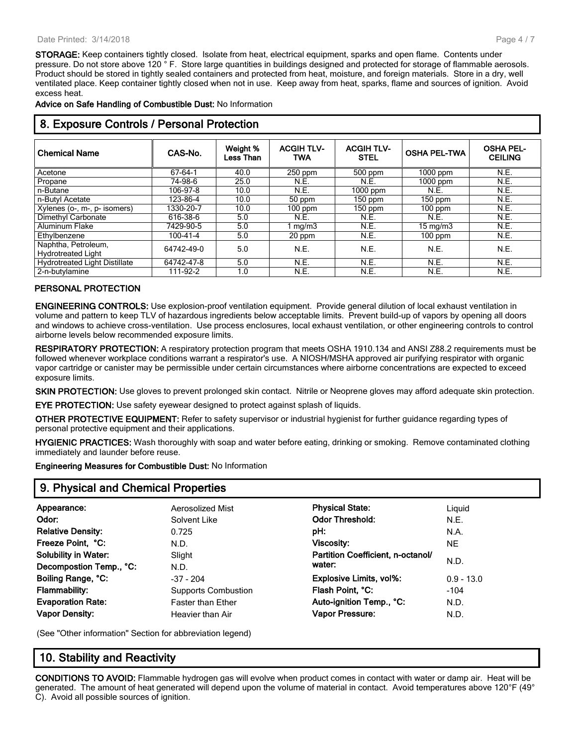**STORAGE:** Keep containers tightly closed. Isolate from heat, electrical equipment, sparks and open flame. Contents under pressure. Do not store above 120 ° F. Store large quantities in buildings designed and protected for storage of flammable aerosols. Product should be stored in tightly sealed containers and protected from heat, moisture, and foreign materials. Store in a dry, well ventilated place. Keep container tightly closed when not in use. Keep away from heat, sparks, flame and sources of ignition. Avoid excess heat.

**Advice on Safe Handling of Combustible Dust:** No Information

## 8. Exposure Controls / Personal Protection

| Chemical Name | CAS-No. | Weight % Less Than | ACGIH TLV-TWA | ACGIH TLV-STEL | OSHA PEL-TWA | OSHA PEL-CEILING |
|---|---|---|---|---|---|---|
| Acetone | 67-64-1 | 40.0 | 250 ppm | 500 ppm | 1000 ppm | N.E. |
| Propane | 74-98-6 | 25.0 | N.E. | N.E. | 1000 ppm | N.E. |
| n-Butane | 106-97-8 | 10.0 | N.E. | 1000 ppm | N.E. | N.E. |
| n-Butyl Acetate | 123-86-4 | 10.0 | 50 ppm | 150 ppm | 150 ppm | N.E. |
| Xylenes (o-, m-, p- isomers) | 1330-20-7 | 10.0 | 100 ppm | 150 ppm | 100 ppm | N.E. |
| Dimethyl Carbonate | 616-38-6 | 5.0 | N.E. | N.E. | N.E. | N.E. |
| Aluminum Flake | 7429-90-5 | 5.0 | 1 mg/m3 | N.E. | 15 mg/m3 | N.E. |
| Ethylbenzene | 100-41-4 | 5.0 | 20 ppm | N.E. | 100 ppm | N.E. |
| Naphtha, Petroleum, Hydrotreated Light | 64742-49-0 | 5.0 | N.E. | N.E. | N.E. | N.E. |
| Hydrotreated Light Distillate | 64742-47-8 | 5.0 | N.E. | N.E. | N.E. | N.E. |
| 2-n-butylamine | 111-92-2 | 1.0 | N.E. | N.E. | N.E. | N.E. |

### PERSONAL PROTECTION

**ENGINEERING CONTROLS:** Use explosion-proof ventilation equipment. Provide general dilution of local exhaust ventilation in volume and pattern to keep TLV of hazardous ingredients below acceptable limits. Prevent build-up of vapors by opening all doors and windows to achieve cross-ventilation. Use process enclosures, local exhaust ventilation, or other engineering controls to control airborne levels below recommended exposure limits.

**RESPIRATORY PROTECTION:** A respiratory protection program that meets OSHA 1910.134 and ANSI Z88.2 requirements must be followed whenever workplace conditions warrant a respirator's use. A NIOSH/MSHA approved air purifying respirator with organic vapor cartridge or canister may be permissible under certain circumstances where airborne concentrations are expected to exceed exposure limits.

**SKIN PROTECTION:** Use gloves to prevent prolonged skin contact. Nitrile or Neoprene gloves may afford adequate skin protection.

**EYE PROTECTION:** Use safety eyewear designed to protect against splash of liquids.

**OTHER PROTECTIVE EQUIPMENT:** Refer to safety supervisor or industrial hygienist for further guidance regarding types of personal protective equipment and their applications.

**HYGIENIC PRACTICES:** Wash thoroughly with soap and water before eating, drinking or smoking. Remove contaminated clothing immediately and launder before reuse.

**Engineering Measures for Combustible Dust:** No Information

## 9. Physical and Chemical Properties

| | | | |
|---|---|---|---|
| **Appearance:** | Aerosolized Mist | **Physical State:** | Liquid |
| **Odor:** | Solvent Like | **Odor Threshold:** | N.E. |
| **Relative Density:** | 0.725 | **pH:** | N.A. |
| **Freeze Point, °C:** | N.D. | **Viscosity:** | NE |
| **Solubility in Water:** | Slight | **Partition Coefficient, n-octanol/ water:** | N.D. |
| **Decompostion Temp., °C:** | N.D. | | |
| **Boiling Range, °C:** | -37 - 204 | **Explosive Limits, vol%:** | 0.9 - 13.0 |
| **Flammability:** | Supports Combustion | **Flash Point, °C:** | -104 |
| **Evaporation Rate:** | Faster than Ether | **Auto-ignition Temp., °C:** | N.D. |
| **Vapor Density:** | Heavier than Air | **Vapor Pressure:** | N.D. |

(See "Other information" Section for abbreviation legend)

## 10. Stability and Reactivity

**CONDITIONS TO AVOID:** Flammable hydrogen gas will evolve when product comes in contact with water or damp air. Heat will be generated. The amount of heat generated will depend upon the volume of material in contact. Avoid temperatures above 120°F (49° C). Avoid all possible sources of ignition.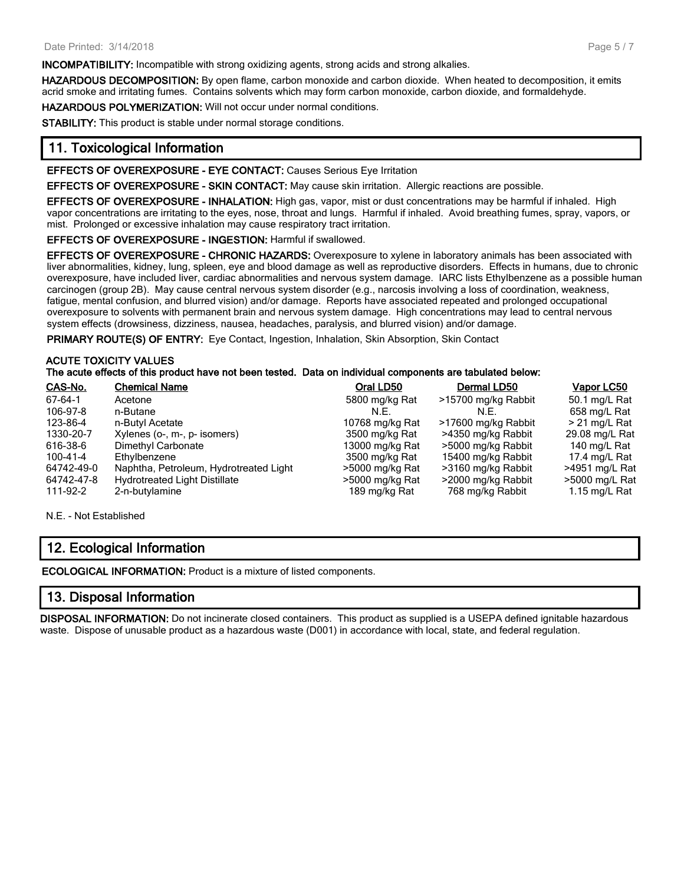**INCOMPATIBILITY:** Incompatible with strong oxidizing agents, strong acids and strong alkalies.

**HAZARDOUS DECOMPOSITION:** By open flame, carbon monoxide and carbon dioxide. When heated to decomposition, it emits acrid smoke and irritating fumes. Contains solvents which may form carbon monoxide, carbon dioxide, and formaldehyde.

**HAZARDOUS POLYMERIZATION:** Will not occur under normal conditions.

**STABILITY:** This product is stable under normal storage conditions.

## 11. Toxicological Information

**EFFECTS OF OVEREXPOSURE - EYE CONTACT:** Causes Serious Eye Irritation

**EFFECTS OF OVEREXPOSURE - SKIN CONTACT:** May cause skin irritation. Allergic reactions are possible.

**EFFECTS OF OVEREXPOSURE - INHALATION:** High gas, vapor, mist or dust concentrations may be harmful if inhaled. High vapor concentrations are irritating to the eyes, nose, throat and lungs. Harmful if inhaled. Avoid breathing fumes, spray, vapors, or mist. Prolonged or excessive inhalation may cause respiratory tract irritation.

**EFFECTS OF OVEREXPOSURE - INGESTION:** Harmful if swallowed.

**EFFECTS OF OVEREXPOSURE - CHRONIC HAZARDS:** Overexposure to xylene in laboratory animals has been associated with liver abnormalities, kidney, lung, spleen, eye and blood damage as well as reproductive disorders. Effects in humans, due to chronic overexposure, have included liver, cardiac abnormalities and nervous system damage. IARC lists Ethylbenzene as a possible human carcinogen (group 2B). May cause central nervous system disorder (e.g., narcosis involving a loss of coordination, weakness, fatigue, mental confusion, and blurred vision) and/or damage. Reports have associated repeated and prolonged occupational overexposure to solvents with permanent brain and nervous system damage. High concentrations may lead to central nervous system effects (drowsiness, dizziness, nausea, headaches, paralysis, and blurred vision) and/or damage.

**PRIMARY ROUTE(S) OF ENTRY:** Eye Contact, Ingestion, Inhalation, Skin Absorption, Skin Contact

**ACUTE TOXICITY VALUES**
**The acute effects of this product have not been tested. Data on individual components are tabulated below:**

| CAS-No. | Chemical Name | Oral LD50 | Dermal LD50 | Vapor LC50 |
|---|---|---|---|---|
| 67-64-1 | Acetone | 5800 mg/kg Rat | >15700 mg/kg Rabbit | 50.1 mg/L Rat |
| 106-97-8 | n-Butane | N.E. | N.E. | 658 mg/L Rat |
| 123-86-4 | n-Butyl Acetate | 10768 mg/kg Rat | >17600 mg/kg Rabbit | > 21 mg/L Rat |
| 1330-20-7 | Xylenes (o-, m-, p- isomers) | 3500 mg/kg Rat | >4350 mg/kg Rabbit | 29.08 mg/L Rat |
| 616-38-6 | Dimethyl Carbonate | 13000 mg/kg Rat | >5000 mg/kg Rabbit | 140 mg/L Rat |
| 100-41-4 | Ethylbenzene | 3500 mg/kg Rat | 15400 mg/kg Rabbit | 17.4 mg/L Rat |
| 64742-49-0 | Naphtha, Petroleum, Hydrotreated Light | >5000 mg/kg Rat | >3160 mg/kg Rabbit | >4951 mg/L Rat |
| 64742-47-8 | Hydrotreated Light Distillate | >5000 mg/kg Rat | >2000 mg/kg Rabbit | >5000 mg/L Rat |
| 111-92-2 | 2-n-butylamine | 189 mg/kg Rat | 768 mg/kg Rabbit | 1.15 mg/L Rat |

N.E. - Not Established

## 12. Ecological Information

**ECOLOGICAL INFORMATION:** Product is a mixture of listed components.

## 13. Disposal Information

**DISPOSAL INFORMATION:** Do not incinerate closed containers. This product as supplied is a USEPA defined ignitable hazardous waste. Dispose of unusable product as a hazardous waste (D001) in accordance with local, state, and federal regulation.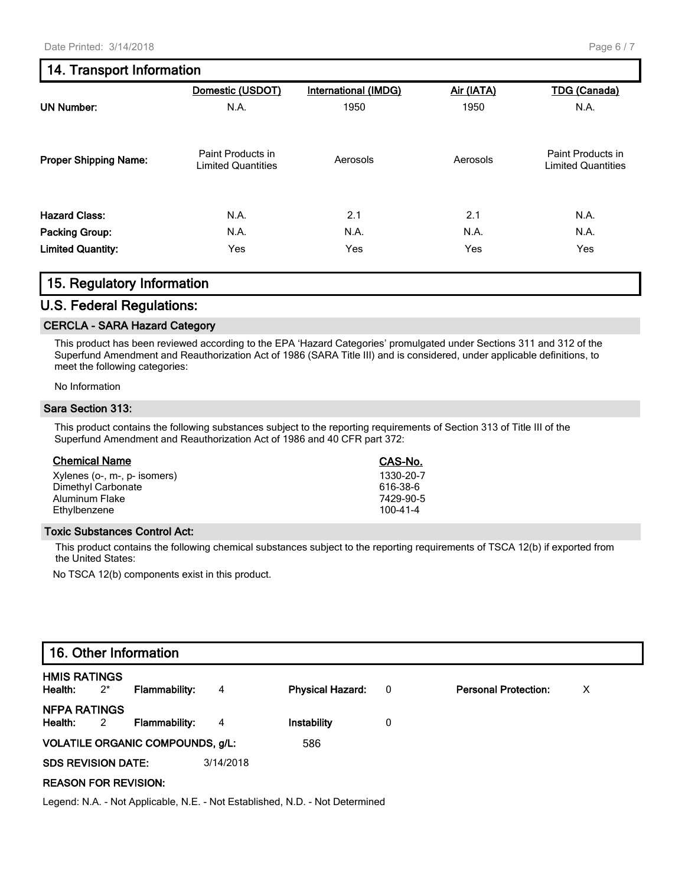## 14. Transport Information

| | Domestic (USDOT) | International (IMDG) | Air (IATA) | TDG (Canada) |
|---|---|---|---|---|
| **UN Number:** | N.A. | 1950 | 1950 | N.A. |
| **Proper Shipping Name:** | Paint Products in Limited Quantities | Aerosols | Aerosols | Paint Products in Limited Quantities |
| **Hazard Class:** | N.A. | 2.1 | 2.1 | N.A. |
| **Packing Group:** | N.A. | N.A. | N.A. | N.A. |
| **Limited Quantity:** | Yes | Yes | Yes | Yes |

## 15. Regulatory Information

### U.S. Federal Regulations:

#### CERCLA - SARA Hazard Category

This product has been reviewed according to the EPA 'Hazard Categories' promulgated under Sections 311 and 312 of the Superfund Amendment and Reauthorization Act of 1986 (SARA Title III) and is considered, under applicable definitions, to meet the following categories:

No Information

#### Sara Section 313:

This product contains the following substances subject to the reporting requirements of Section 313 of Title III of the Superfund Amendment and Reauthorization Act of 1986 and 40 CFR part 372:

| Chemical Name | CAS-No. |
|---|---|
| Xylenes (o-, m-, p- isomers) | 1330-20-7 |
| Dimethyl Carbonate | 616-38-6 |
| Aluminum Flake | 7429-90-5 |
| Ethylbenzene | 100-41-4 |

#### Toxic Substances Control Act:

This product contains the following chemical substances subject to the reporting requirements of TSCA 12(b) if exported from the United States:

No TSCA 12(b) components exist in this product.

## 16. Other Information

**HMIS RATINGS**

**Health:** 2* **Flammability:** 4 **Physical Hazard:** 0 **Personal Protection:** X

**NFPA RATINGS**

**Health:** 2 **Flammability:** 4 **Instability** 0

**VOLATILE ORGANIC COMPOUNDS, g/L:** 586

**SDS REVISION DATE:** 3/14/2018

**REASON FOR REVISION:**

Legend: N.A. - Not Applicable, N.E. - Not Established, N.D. - Not Determined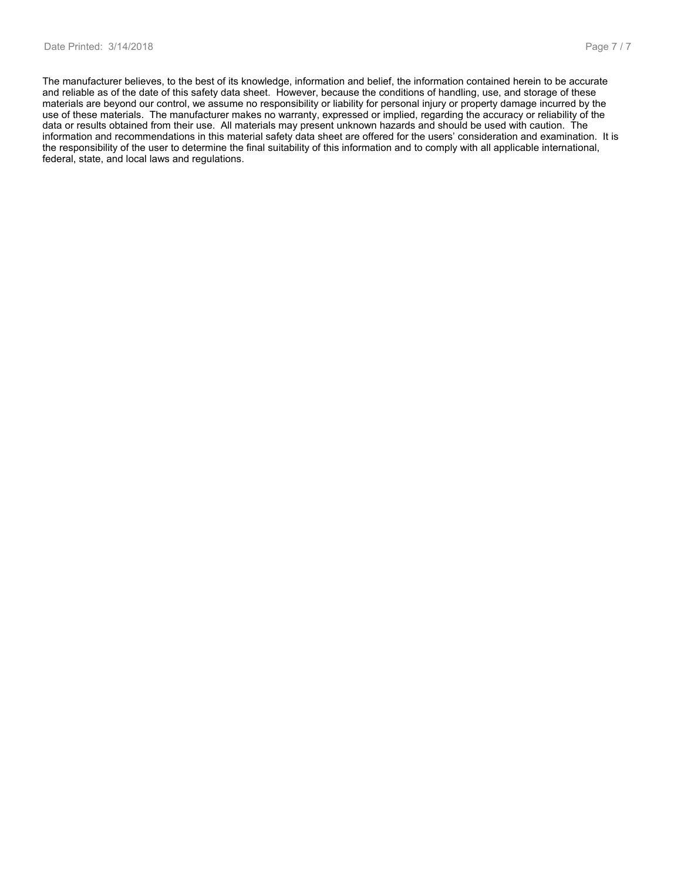The manufacturer believes, to the best of its knowledge, information and belief, the information contained herein to be accurate and reliable as of the date of this safety data sheet. However, because the conditions of handling, use, and storage of these materials are beyond our control, we assume no responsibility or liability for personal injury or property damage incurred by the use of these materials. The manufacturer makes no warranty, expressed or implied, regarding the accuracy or reliability of the data or results obtained from their use. All materials may present unknown hazards and should be used with caution. The information and recommendations in this material safety data sheet are offered for the users' consideration and examination. It is the responsibility of the user to determine the final suitability of this information and to comply with all applicable international, federal, state, and local laws and regulations.